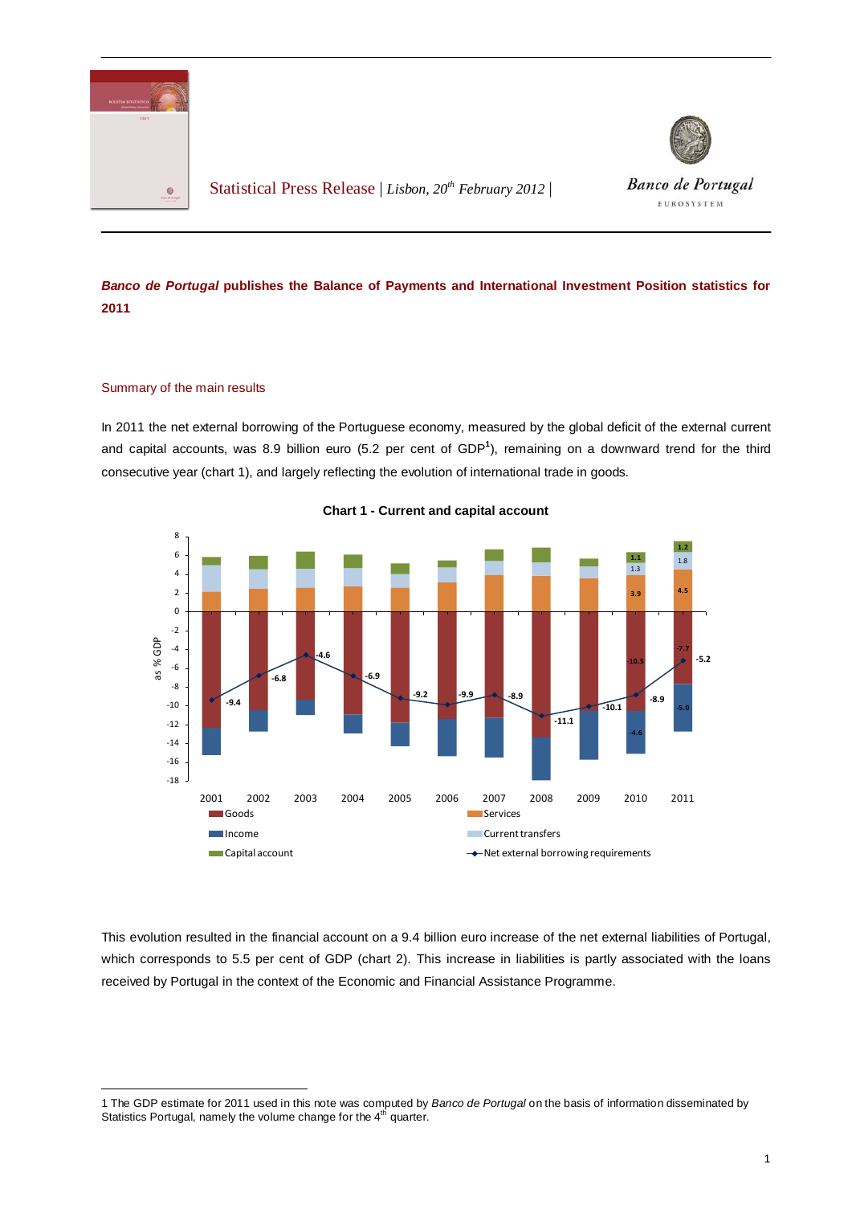Statistical Press Release | *Lisbon, 20th February 2012* |

Banco de Portugal
EUROSYSTEM

## *Banco de Portugal* publishes the Balance of Payments and International Investment Position statistics for 2011

### Summary of the main results

In 2011 the net external borrowing of the Portuguese economy, measured by the global deficit of the external current and capital accounts, was 8.9 billion euro (5.2 per cent of GDP[1]), remaining on a downward trend for the third consecutive year (chart 1), and largely reflecting the evolution of international trade in goods.

**Chart 1 - Current and capital account**

This evolution resulted in the financial account on a 9.4 billion euro increase of the net external liabilities of Portugal, which corresponds to 5.5 per cent of GDP (chart 2). This increase in liabilities is partly associated with the loans received by Portugal in the context of the Economic and Financial Assistance Programme.

---

1 The GDP estimate for 2011 used in this note was computed by *Banco de Portugal* on the basis of information disseminated by Statistics Portugal, namely the volume change for the 4th quarter.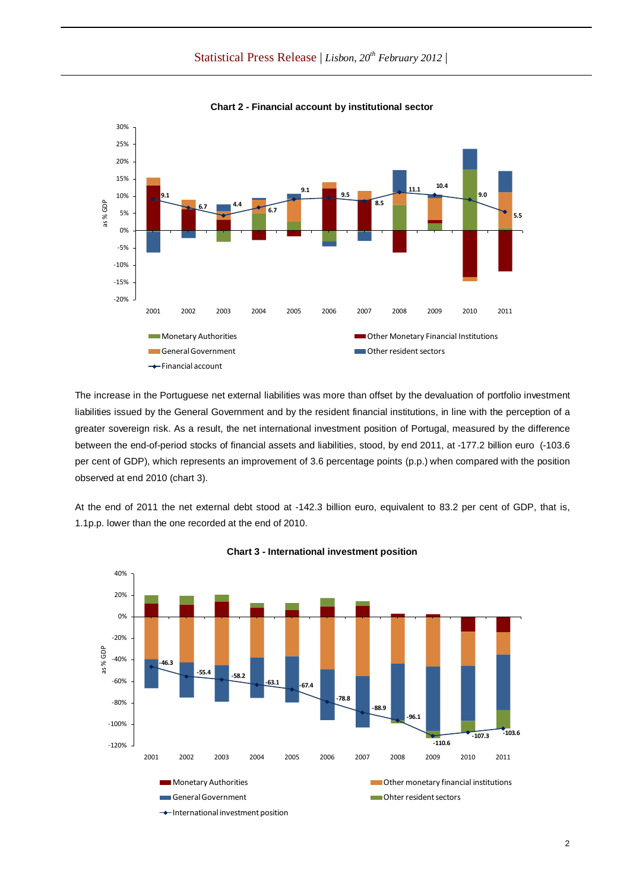**Chart 2 - Financial account by institutional sector**

The increase in the Portuguese net external liabilities was more than offset by the devaluation of portfolio investment liabilities issued by the General Government and by the resident financial institutions, in line with the perception of a greater sovereign risk. As a result, the net international investment position of Portugal, measured by the difference between the end-of-period stocks of financial assets and liabilities, stood, by end 2011, at -177.2 billion euro (-103.6 per cent of GDP), which represents an improvement of 3.6 percentage points (p.p.) when compared with the position observed at end 2010 (chart 3).

At the end of 2011 the net external debt stood at -142.3 billion euro, equivalent to 83.2 per cent of GDP, that is, 1.1p.p. lower than the one recorded at the end of 2010.

**Chart 3 - International investment position**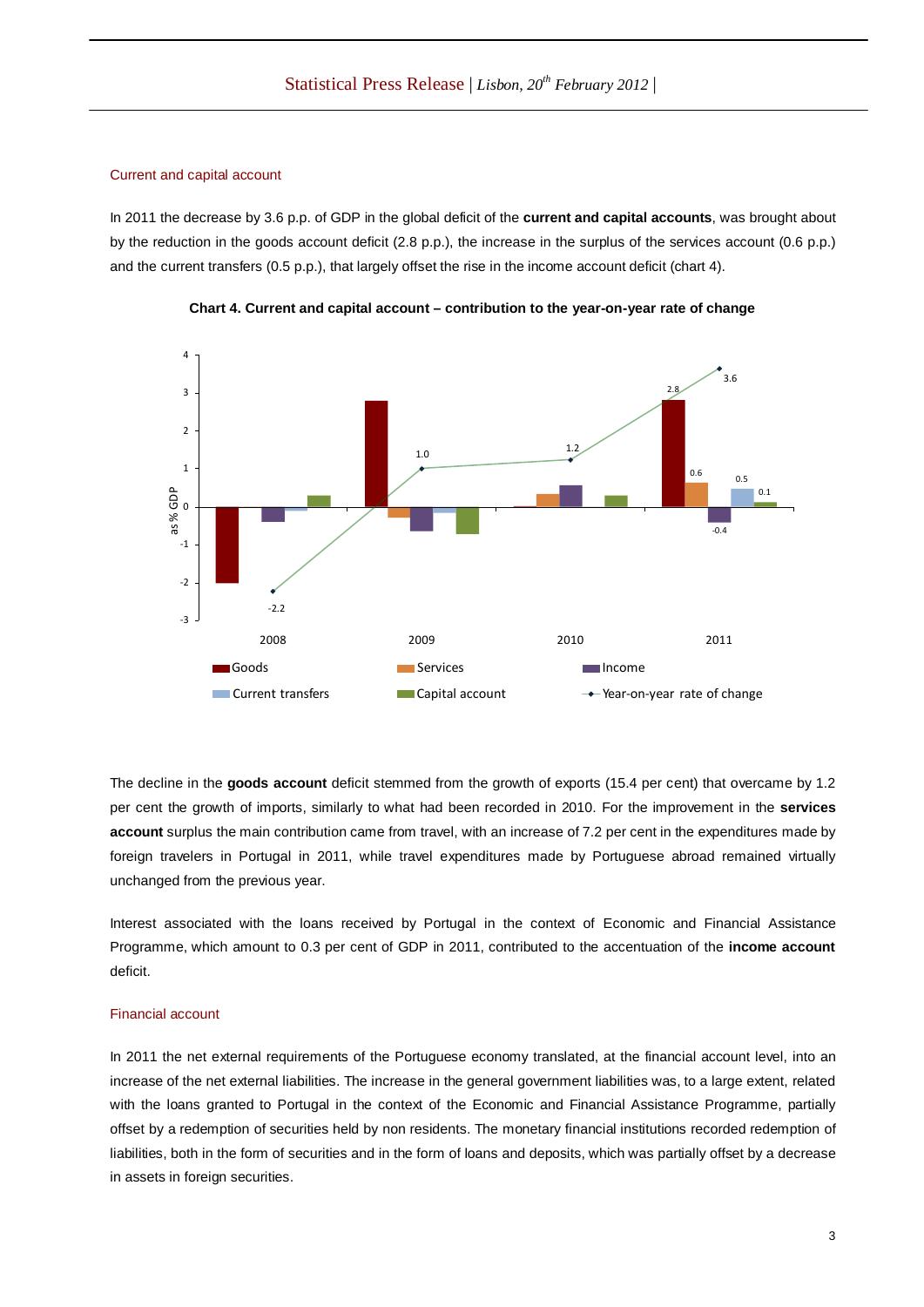## Current and capital account

In 2011 the decrease by 3.6 p.p. of GDP in the global deficit of the **current and capital accounts**, was brought about by the reduction in the goods account deficit (2.8 p.p.), the increase in the surplus of the services account (0.6 p.p.) and the current transfers (0.5 p.p.), that largely offset the rise in the income account deficit (chart 4).

**Chart 4. Current and capital account – contribution to the year-on-year rate of change**

as % GDP
4
3
2
1
0
-1
-2
-3

-2.2
1.0
1.2
2.8
3.6
0.6
0.5
0.1
-0.4

2008
2009
2010
2011

Goods
Services
Income
Current transfers
Capital account
Year-on-year rate of change

The decline in the **goods account** deficit stemmed from the growth of exports (15.4 per cent) that overcame by 1.2 per cent the growth of imports, similarly to what had been recorded in 2010. For the improvement in the **services account** surplus the main contribution came from travel, with an increase of 7.2 per cent in the expenditures made by foreign travelers in Portugal in 2011, while travel expenditures made by Portuguese abroad remained virtually unchanged from the previous year.

Interest associated with the loans received by Portugal in the context of Economic and Financial Assistance Programme, which amount to 0.3 per cent of GDP in 2011, contributed to the accentuation of the **income account** deficit.

## Financial account

In 2011 the net external requirements of the Portuguese economy translated, at the financial account level, into an increase of the net external liabilities. The increase in the general government liabilities was, to a large extent, related with the loans granted to Portugal in the context of the Economic and Financial Assistance Programme, partially offset by a redemption of securities held by non residents. The monetary financial institutions recorded redemption of liabilities, both in the form of securities and in the form of loans and deposits, which was partially offset by a decrease in assets in foreign securities.